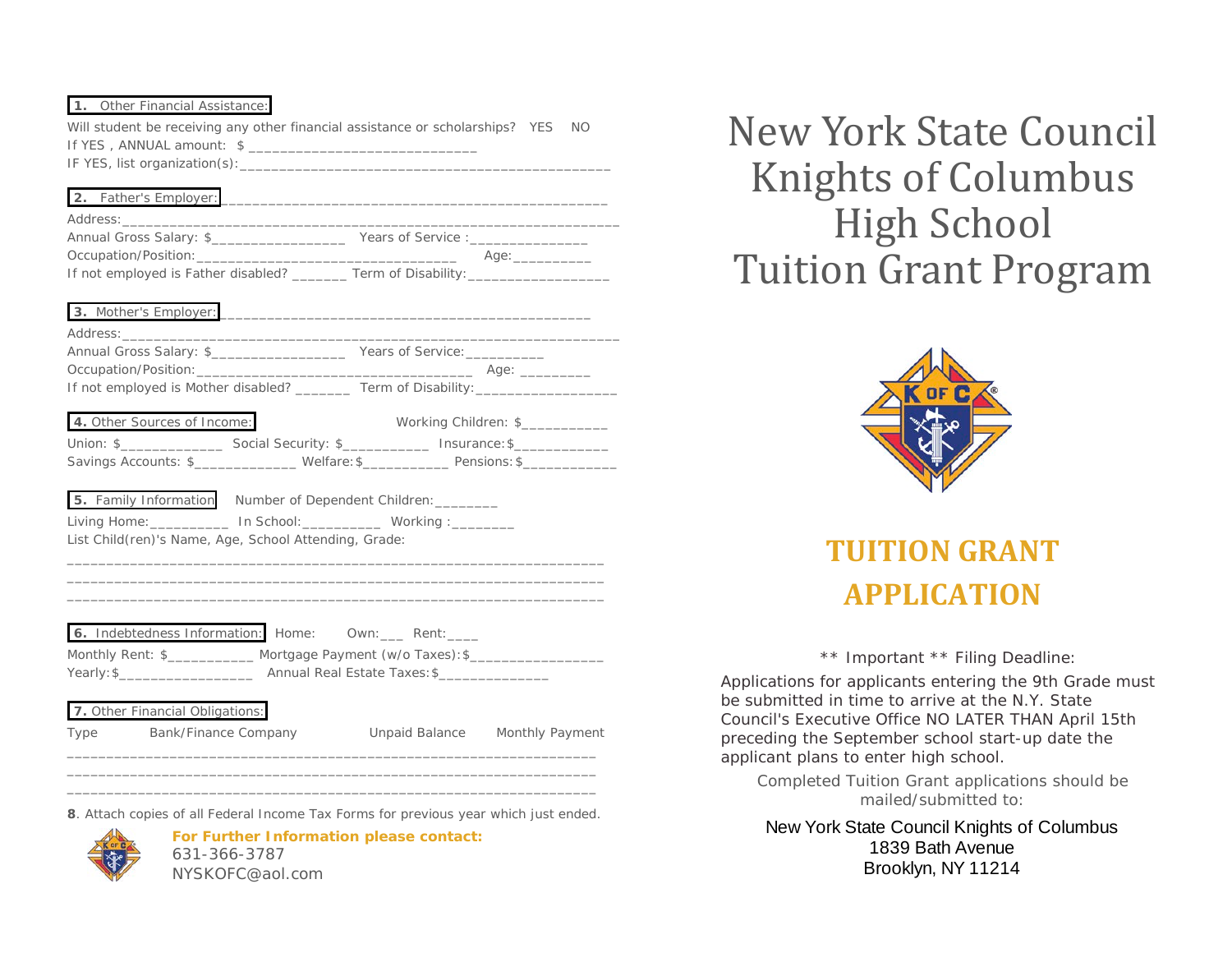**1. Other Financial Assistance:**

Will student be receiving any other financial assistance or scholarships? YES NO
If YES , ANNUAL amount: $ ___________________________
IF YES, list organization(s):_____________________________________________

**2. Father's Employer:** _____________________________________________

Address:_____________________________________________________________
Annual Gross Salary: $________________ Years of Service :______________
Occupation/Position:________________________________ Age:__________
If not employed is Father disabled? _______ Term of Disability:________________

**3. Mother's Employer:** ____________________________________________

Address:_____________________________________________________________
Annual Gross Salary: $________________ Years of Service:_________
Occupation/Position:________________________________ Age: ________
If not employed is Mother disabled? _______ Term of Disability:________________

**4. Other Sources of Income:** Working Children: $__________

Union: $____________ Social Security: $__________ Insurance:$___________
Savings Accounts: $____________ Welfare:$__________ Pensions:$___________

**5. Family Information** Number of Dependent Children:________

Living Home:__________ In School:__________ Working :________
List Child(ren)'s Name, Age, School Attending, Grade:

_________________________________________________________________
_________________________________________________________________
_________________________________________________________________

**6. Indebtedness Information:** Home: Own:___ Rent:____

Monthly Rent: $__________ Mortgage Payment (w/o Taxes):$________________
Yearly:$________________ Annual Real Estate Taxes:$_____________

**7. Other Financial Obligations:**

| Type | Bank/Finance Company | Unpaid Balance | Monthly Payment |
|---|---|---|---|
| | | | |
| | | | |
| | | | |

**8**. Attach copies of all Federal Income Tax Forms for previous year which just ended.

**For Further Information please contact:**
631-366-3787
NYSKOFC@aol.com

# New York State Council Knights of Columbus High School Tuition Grant Program

## TUITION GRANT APPLICATION

\*\* Important \*\* Filing Deadline:

Applications for applicants entering the 9th Grade must be submitted in time to arrive at the N.Y. State Council's Executive Office NO LATER THAN April 15th preceding the September school start-up date the applicant plans to enter high school.

Completed Tuition Grant applications should be mailed/submitted to:

New York State Council Knights of Columbus
1839 Bath Avenue
Brooklyn, NY 11214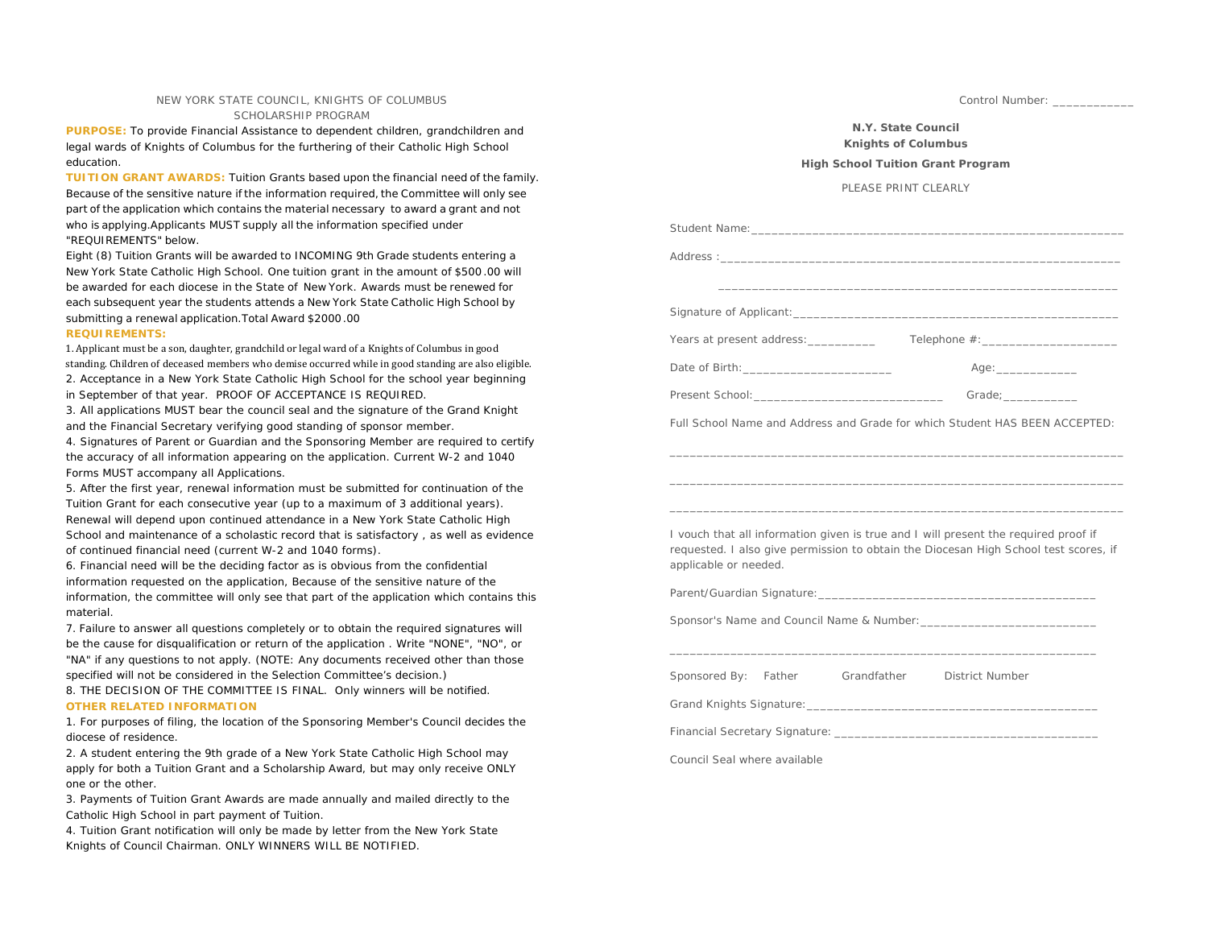NEW YORK STATE COUNCIL, KNIGHTS OF COLUMBUS
SCHOLARSHIP PROGRAM

**PURPOSE:** To provide Financial Assistance to dependent children, grandchildren and legal wards of Knights of Columbus for the furthering of their Catholic High School education.

**TUITION GRANT AWARDS:** Tuition Grants based upon the financial need of the family. Because of the sensitive nature if the information required, the Committee will only see part of the application which contains the material necessary to award a grant and not who is applying.Applicants MUST supply all the information specified under "REQUIREMENTS" below.

Eight (8) Tuition Grants will be awarded to INCOMING 9th Grade students entering a New York State Catholic High School. One tuition grant in the amount of $500.00 will be awarded for each diocese in the State of New York. Awards must be renewed for each subsequent year the students attends a New York State Catholic High School by submitting a renewal application.Total Award $2000.00

**REQUIREMENTS:**

1. Applicant must be a son, daughter, grandchild or legal ward of a Knights of Columbus in good standing. Children of deceased members who demise occurred while in good standing are also eligible.
2. Acceptance in a New York State Catholic High School for the school year beginning in September of that year. PROOF OF ACCEPTANCE IS REQUIRED.
3. All applications MUST bear the council seal and the signature of the Grand Knight and the Financial Secretary verifying good standing of sponsor member.
4. Signatures of Parent or Guardian and the Sponsoring Member are required to certify the accuracy of all information appearing on the application. Current W-2 and 1040 Forms MUST accompany all Applications.
5. After the first year, renewal information must be submitted for continuation of the Tuition Grant for each consecutive year (up to a maximum of 3 additional years). Renewal will depend upon continued attendance in a New York State Catholic High School and maintenance of a scholastic record that is satisfactory , as well as evidence of continued financial need (current W-2 and 1040 forms).
6. Financial need will be the deciding factor as is obvious from the confidential information requested on the application, Because of the sensitive nature of the information, the committee will only see that part of the application which contains this material.
7. Failure to answer all questions completely or to obtain the required signatures will be the cause for disqualification or return of the application . Write "NONE", "NO", or "NA" if any questions to not apply. (NOTE: Any documents received other than those specified will not be considered in the Selection Committee's decision.)
8. THE DECISION OF THE COMMITTEE IS FINAL. Only winners will be notified.

**OTHER RELATED INFORMATION**

1. For purposes of filing, the location of the Sponsoring Member's Council decides the diocese of residence.
2. A student entering the 9th grade of a New York State Catholic High School may apply for both a Tuition Grant and a Scholarship Award, but may only receive ONLY one or the other.
3. Payments of Tuition Grant Awards are made annually and mailed directly to the Catholic High School in part payment of Tuition.
4. Tuition Grant notification will only be made by letter from the New York State Knights of Council Chairman. ONLY WINNERS WILL BE NOTIFIED.

Control Number: ____________

**N.Y. State Council**
**Knights of Columbus**

**High School Tuition Grant Program**

PLEASE PRINT CLEARLY

Student Name:________________________________________________________

Address :____________________________________________________________

____________________________________________________________

Signature of Applicant:________________________________________________

Years at present address:__________ Telephone #:____________________

Date of Birth:______________________ Age:____________

Present School:____________________________ Grade;___________

Full School Name and Address and Grade for which Student HAS BEEN ACCEPTED:

____________________________________________________________________

____________________________________________________________________

____________________________________________________________________

I vouch that all information given is true and I will present the required proof if requested. I also give permission to obtain the Diocesan High School test scores, if applicable or needed.

Parent/Guardian Signature:__________________________________________

Sponsor's Name and Council Name & Number:__________________________

________________________________________________________________

Sponsored By: Father Grandfather District Number

Grand Knights Signature:____________________________________________

Financial Secretary Signature: _______________________________________

Council Seal where available